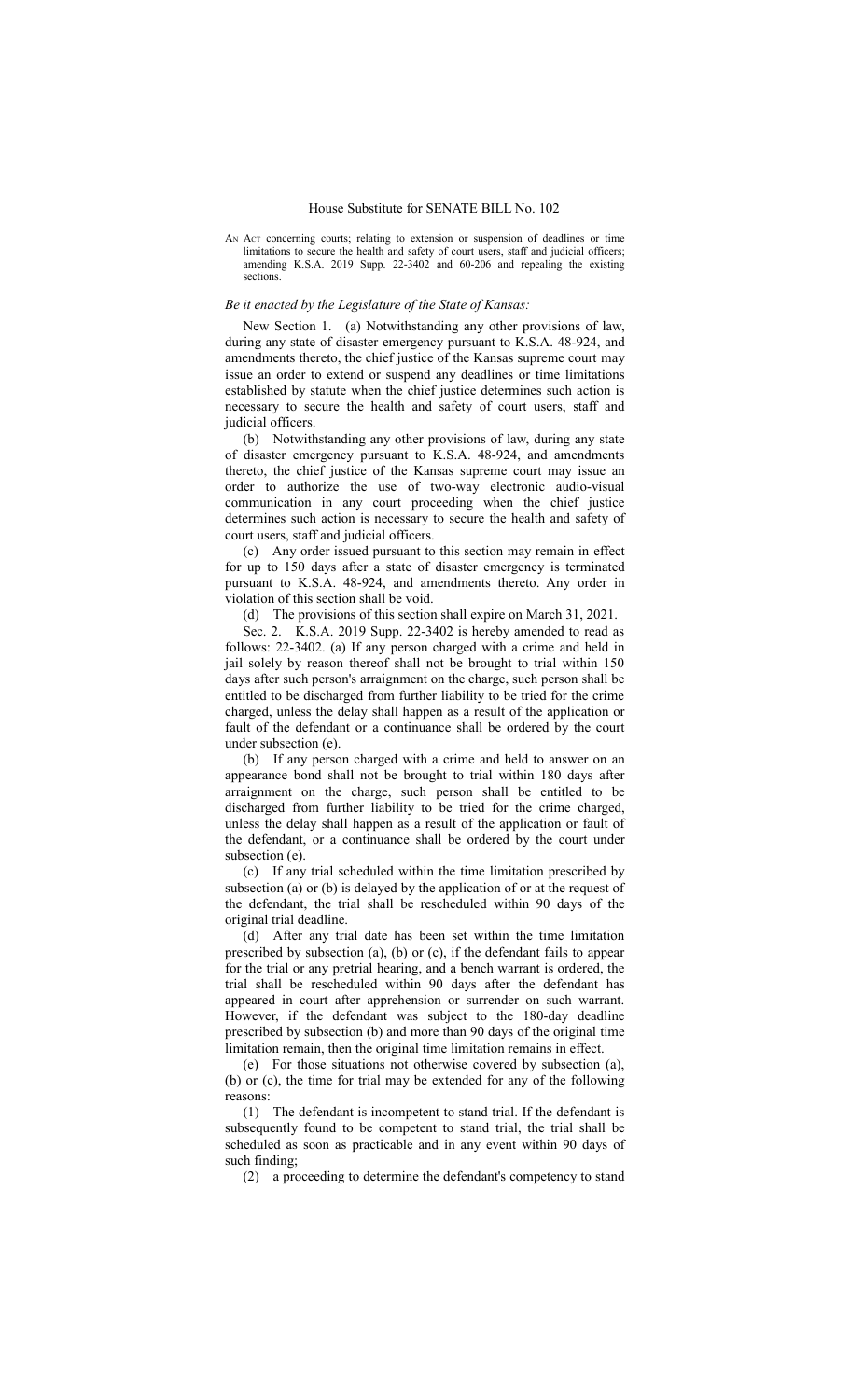# House Substitute for SENATE BILL No. 102

AN ACT concerning courts; relating to extension or suspension of deadlines or time limitations to secure the health and safety of court users, staff and judicial officers; amending K.S.A. 2019 Supp. 22-3402 and 60-206 and repealing the existing sections.

*Be it enacted by the Legislature of the State of Kansas:*

New Section 1. (a) Notwithstanding any other provisions of law, during any state of disaster emergency pursuant to K.S.A. 48-924, and amendments thereto, the chief justice of the Kansas supreme court may issue an order to extend or suspend any deadlines or time limitations established by statute when the chief justice determines such action is necessary to secure the health and safety of court users, staff and judicial officers.

(b) Notwithstanding any other provisions of law, during any state of disaster emergency pursuant to K.S.A. 48-924, and amendments thereto, the chief justice of the Kansas supreme court may issue an order to authorize the use of two-way electronic audio-visual communication in any court proceeding when the chief justice determines such action is necessary to secure the health and safety of court users, staff and judicial officers.

(c) Any order issued pursuant to this section may remain in effect for up to 150 days after a state of disaster emergency is terminated pursuant to K.S.A. 48-924, and amendments thereto. Any order in violation of this section shall be void.

(d) The provisions of this section shall expire on March 31, 2021.

Sec. 2. K.S.A. 2019 Supp. 22-3402 is hereby amended to read as follows: 22-3402. (a) If any person charged with a crime and held in jail solely by reason thereof shall not be brought to trial within 150 days after such person's arraignment on the charge, such person shall be entitled to be discharged from further liability to be tried for the crime charged, unless the delay shall happen as a result of the application or fault of the defendant or a continuance shall be ordered by the court under subsection (e).

(b) If any person charged with a crime and held to answer on an appearance bond shall not be brought to trial within 180 days after arraignment on the charge, such person shall be entitled to be discharged from further liability to be tried for the crime charged, unless the delay shall happen as a result of the application or fault of the defendant, or a continuance shall be ordered by the court under subsection (e).

(c) If any trial scheduled within the time limitation prescribed by subsection (a) or (b) is delayed by the application of or at the request of the defendant, the trial shall be rescheduled within 90 days of the original trial deadline.

(d) After any trial date has been set within the time limitation prescribed by subsection (a), (b) or (c), if the defendant fails to appear for the trial or any pretrial hearing, and a bench warrant is ordered, the trial shall be rescheduled within 90 days after the defendant has appeared in court after apprehension or surrender on such warrant. However, if the defendant was subject to the 180-day deadline prescribed by subsection (b) and more than 90 days of the original time limitation remain, then the original time limitation remains in effect.

(e) For those situations not otherwise covered by subsection (a), (b) or (c), the time for trial may be extended for any of the following reasons:

(1) The defendant is incompetent to stand trial. If the defendant is subsequently found to be competent to stand trial, the trial shall be scheduled as soon as practicable and in any event within 90 days of such finding;

(2) a proceeding to determine the defendant's competency to stand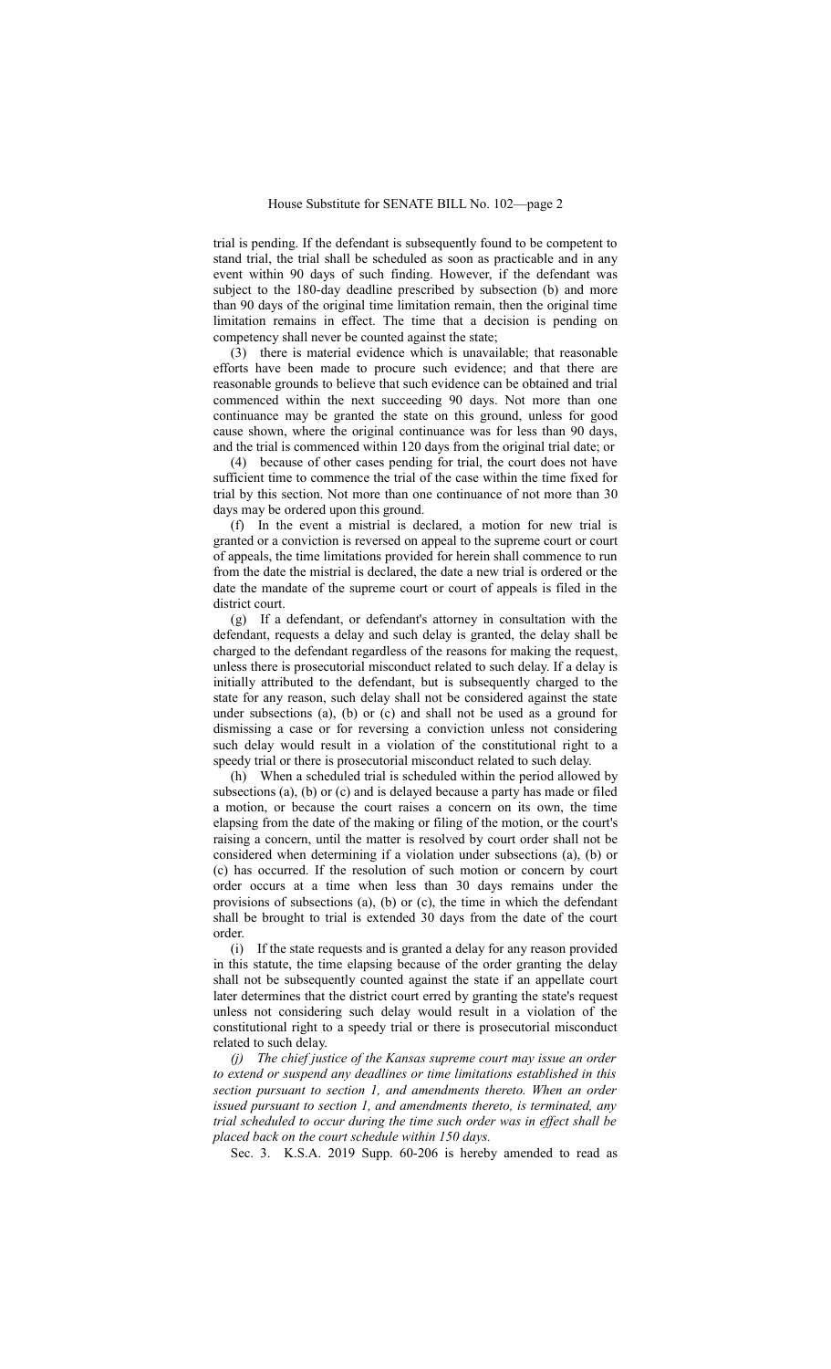trial is pending. If the defendant is subsequently found to be competent to stand trial, the trial shall be scheduled as soon as practicable and in any event within 90 days of such finding. However, if the defendant was subject to the 180-day deadline prescribed by subsection (b) and more than 90 days of the original time limitation remain, then the original time limitation remains in effect. The time that a decision is pending on competency shall never be counted against the state;

(3) there is material evidence which is unavailable; that reasonable efforts have been made to procure such evidence; and that there are reasonable grounds to believe that such evidence can be obtained and trial commenced within the next succeeding 90 days. Not more than one continuance may be granted the state on this ground, unless for good cause shown, where the original continuance was for less than 90 days, and the trial is commenced within 120 days from the original trial date; or

(4) because of other cases pending for trial, the court does not have sufficient time to commence the trial of the case within the time fixed for trial by this section. Not more than one continuance of not more than 30 days may be ordered upon this ground.

(f) In the event a mistrial is declared, a motion for new trial is granted or a conviction is reversed on appeal to the supreme court or court of appeals, the time limitations provided for herein shall commence to run from the date the mistrial is declared, the date a new trial is ordered or the date the mandate of the supreme court or court of appeals is filed in the district court.

(g) If a defendant, or defendant's attorney in consultation with the defendant, requests a delay and such delay is granted, the delay shall be charged to the defendant regardless of the reasons for making the request, unless there is prosecutorial misconduct related to such delay. If a delay is initially attributed to the defendant, but is subsequently charged to the state for any reason, such delay shall not be considered against the state under subsections (a), (b) or (c) and shall not be used as a ground for dismissing a case or for reversing a conviction unless not considering such delay would result in a violation of the constitutional right to a speedy trial or there is prosecutorial misconduct related to such delay.

(h) When a scheduled trial is scheduled within the period allowed by subsections (a), (b) or (c) and is delayed because a party has made or filed a motion, or because the court raises a concern on its own, the time elapsing from the date of the making or filing of the motion, or the court's raising a concern, until the matter is resolved by court order shall not be considered when determining if a violation under subsections (a), (b) or (c) has occurred. If the resolution of such motion or concern by court order occurs at a time when less than 30 days remains under the provisions of subsections (a), (b) or (c), the time in which the defendant shall be brought to trial is extended 30 days from the date of the court order.

(i) If the state requests and is granted a delay for any reason provided in this statute, the time elapsing because of the order granting the delay shall not be subsequently counted against the state if an appellate court later determines that the district court erred by granting the state's request unless not considering such delay would result in a violation of the constitutional right to a speedy trial or there is prosecutorial misconduct related to such delay.

*(j) The chief justice of the Kansas supreme court may issue an order to extend or suspend any deadlines or time limitations established in this section pursuant to section 1, and amendments thereto. When an order issued pursuant to section 1, and amendments thereto, is terminated, any trial scheduled to occur during the time such order was in effect shall be placed back on the court schedule within 150 days.*

Sec. 3. K.S.A. 2019 Supp. 60-206 is hereby amended to read as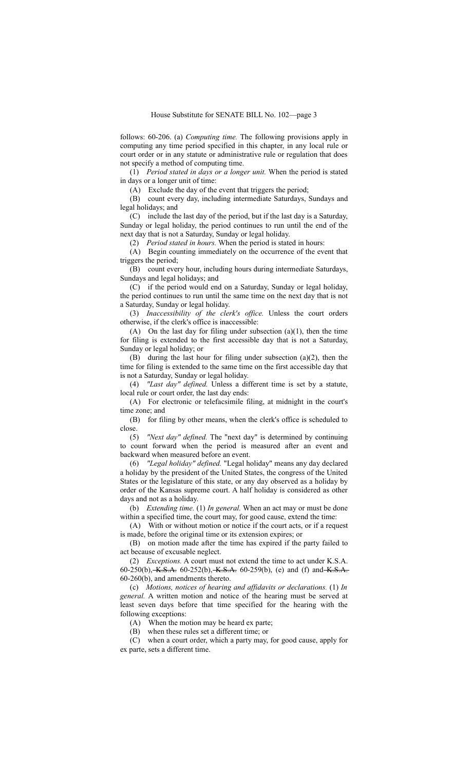follows: 60-206. (a) *Computing time.* The following provisions apply in computing any time period specified in this chapter, in any local rule or court order or in any statute or administrative rule or regulation that does not specify a method of computing time.

(1) *Period stated in days or a longer unit.* When the period is stated in days or a longer unit of time:

(A) Exclude the day of the event that triggers the period;

(B) count every day, including intermediate Saturdays, Sundays and legal holidays; and

(C) include the last day of the period, but if the last day is a Saturday, Sunday or legal holiday, the period continues to run until the end of the next day that is not a Saturday, Sunday or legal holiday.

(2) *Period stated in hours.* When the period is stated in hours:

(A) Begin counting immediately on the occurrence of the event that triggers the period;

(B) count every hour, including hours during intermediate Saturdays, Sundays and legal holidays; and

(C) if the period would end on a Saturday, Sunday or legal holiday, the period continues to run until the same time on the next day that is not a Saturday, Sunday or legal holiday.

(3) *Inaccessibility of the clerk's office.* Unless the court orders otherwise, if the clerk's office is inaccessible:

(A) On the last day for filing under subsection (a)(1), then the time for filing is extended to the first accessible day that is not a Saturday, Sunday or legal holiday; or

(B) during the last hour for filing under subsection (a)(2), then the time for filing is extended to the same time on the first accessible day that is not a Saturday, Sunday or legal holiday.

(4) *"Last day" defined.* Unless a different time is set by a statute, local rule or court order, the last day ends:

(A) For electronic or telefacsimile filing, at midnight in the court's time zone; and

(B) for filing by other means, when the clerk's office is scheduled to close.

(5) *"Next day" defined.* The "next day" is determined by continuing to count forward when the period is measured after an event and backward when measured before an event.

(6) *"Legal holiday" defined.* "Legal holiday" means any day declared a holiday by the president of the United States, the congress of the United States or the legislature of this state, or any day observed as a holiday by order of the Kansas supreme court. A half holiday is considered as other days and not as a holiday.

(b) *Extending time.* (1) *In general.* When an act may or must be done within a specified time, the court may, for good cause, extend the time:

(A) With or without motion or notice if the court acts, or if a request is made, before the original time or its extension expires; or

(B) on motion made after the time has expired if the party failed to act because of excusable neglect.

(2) *Exceptions.* A court must not extend the time to act under K.S.A. 60-250(b), ~~K.S.A.~~ 60-252(b), ~~K.S.A.~~ 60-259(b), (e) and (f) and ~~K.S.A.~~ 60-260(b), and amendments thereto.

(c) *Motions, notices of hearing and affidavits or declarations.* (1) *In general.* A written motion and notice of the hearing must be served at least seven days before that time specified for the hearing with the following exceptions:

(A) When the motion may be heard ex parte;

(B) when these rules set a different time; or

(C) when a court order, which a party may, for good cause, apply for ex parte, sets a different time.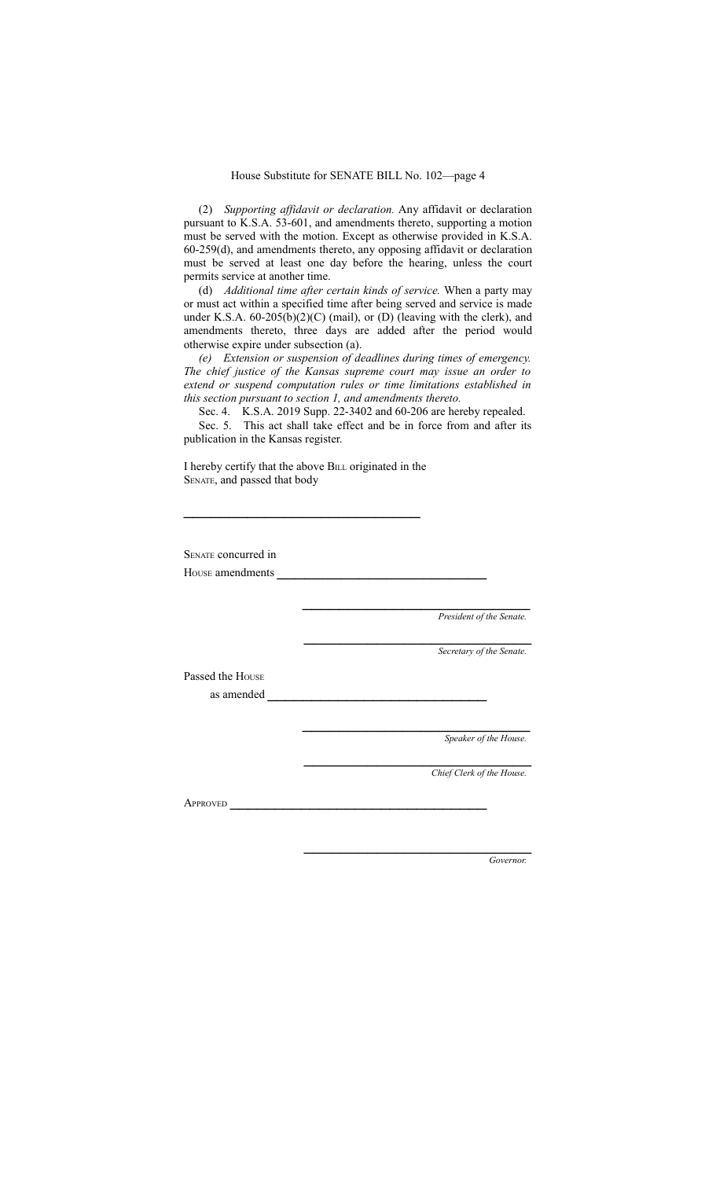(2) *Supporting affidavit or declaration.* Any affidavit or declaration pursuant to K.S.A. 53-601, and amendments thereto, supporting a motion must be served with the motion. Except as otherwise provided in K.S.A. 60-259(d), and amendments thereto, any opposing affidavit or declaration must be served at least one day before the hearing, unless the court permits service at another time.

(d) *Additional time after certain kinds of service.* When a party may or must act within a specified time after being served and service is made under K.S.A. 60-205(b)(2)(C) (mail), or (D) (leaving with the clerk), and amendments thereto, three days are added after the period would otherwise expire under subsection (a).

*(e) Extension or suspension of deadlines during times of emergency. The chief justice of the Kansas supreme court may issue an order to extend or suspend computation rules or time limitations established in this section pursuant to section 1, and amendments thereto.*

Sec. 4. K.S.A. 2019 Supp. 22-3402 and 60-206 are hereby repealed.

Sec. 5. This act shall take effect and be in force from and after its publication in the Kansas register.

I hereby certify that the above BILL originated in the SENATE, and passed that body

\_\_\_\_\_\_\_\_\_\_\_\_\_\_\_\_\_\_\_\_\_\_\_\_\_\_\_\_\_\_\_\_\_\_

SENATE concurred in
HOUSE amendments \_\_\_\_\_\_\_\_\_\_\_\_\_\_\_\_\_\_\_\_\_\_\_\_\_\_\_\_\_\_

\_\_\_\_\_\_\_\_\_\_\_\_\_\_\_\_\_\_\_\_\_\_\_\_\_\_\_\_\_\_\_\_\_\_
*President of the Senate.*

\_\_\_\_\_\_\_\_\_\_\_\_\_\_\_\_\_\_\_\_\_\_\_\_\_\_\_\_\_\_\_\_\_\_
*Secretary of the Senate.*

Passed the HOUSE
as amended \_\_\_\_\_\_\_\_\_\_\_\_\_\_\_\_\_\_\_\_\_\_\_\_\_\_\_\_\_\_\_\_

\_\_\_\_\_\_\_\_\_\_\_\_\_\_\_\_\_\_\_\_\_\_\_\_\_\_\_\_\_\_\_\_\_\_
*Speaker of the House.*

\_\_\_\_\_\_\_\_\_\_\_\_\_\_\_\_\_\_\_\_\_\_\_\_\_\_\_\_\_\_\_\_\_\_
*Chief Clerk of the House.*

APPROVED \_\_\_\_\_\_\_\_\_\_\_\_\_\_\_\_\_\_\_\_\_\_\_\_\_\_\_\_\_\_\_\_\_\_\_\_\_\_

\_\_\_\_\_\_\_\_\_\_\_\_\_\_\_\_\_\_\_\_\_\_\_\_\_\_\_\_\_\_\_\_\_\_
*Governor.*